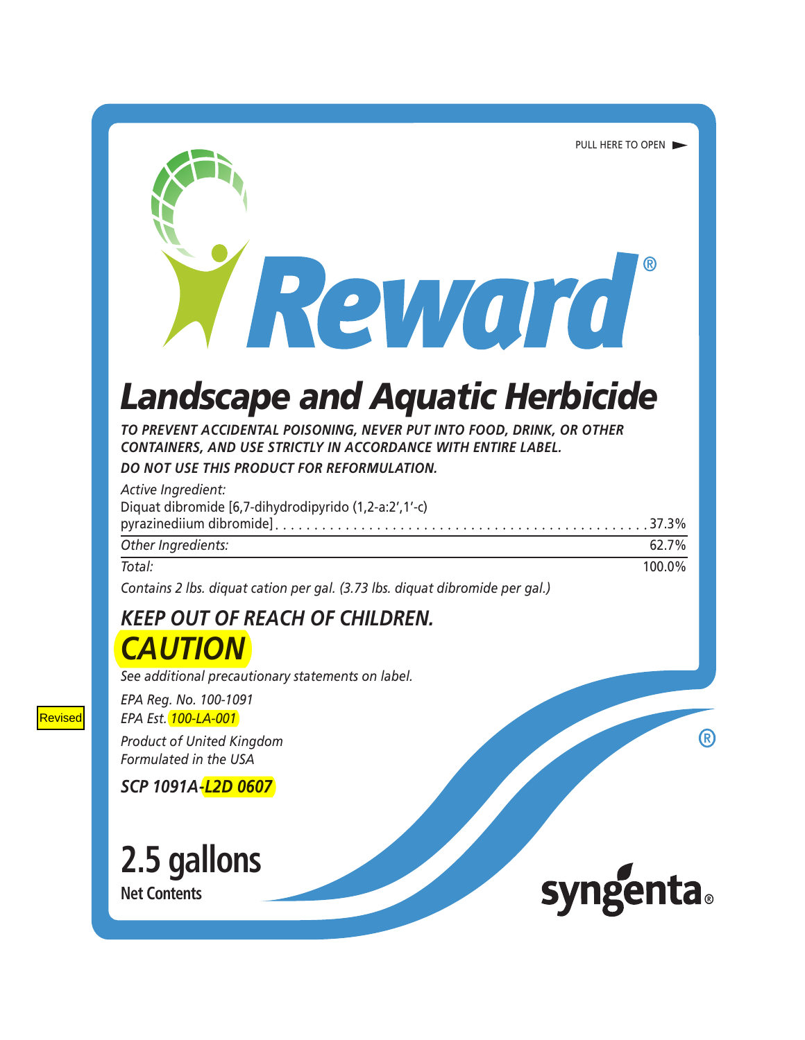PULL HERE TO OPEN

# Reward®

## Landscape and Aquatic Herbicide

***TO PREVENT ACCIDENTAL POISONING, NEVER PUT INTO FOOD, DRINK, OR OTHER CONTAINERS, AND USE STRICTLY IN ACCORDANCE WITH ENTIRE LABEL.***

***DO NOT USE THIS PRODUCT FOR REFORMULATION.***

| *Active Ingredient:* | |
|---|---|
| Diquat dibromide [6,7-dihydrodipyrido (1,2-a:2′,1′-c) pyrazinediium dibromide] | 37.3% |
| *Other Ingredients:* | 62.7% |
| *Total:* | 100.0% |

*Contains 2 lbs. diquat cation per gal. (3.73 lbs. diquat dibromide per gal.)*

## *KEEP OUT OF REACH OF CHILDREN.*

## *CAUTION*

*See additional precautionary statements on label.*

*EPA Reg. No. 100-1091*

Revised

*EPA Est. 100-LA-001*

*Product of United Kingdom*

*Formulated in the USA*

***SCP 1091A-L2D 0607***

**2.5 gallons**

**Net Contents**

syngenta®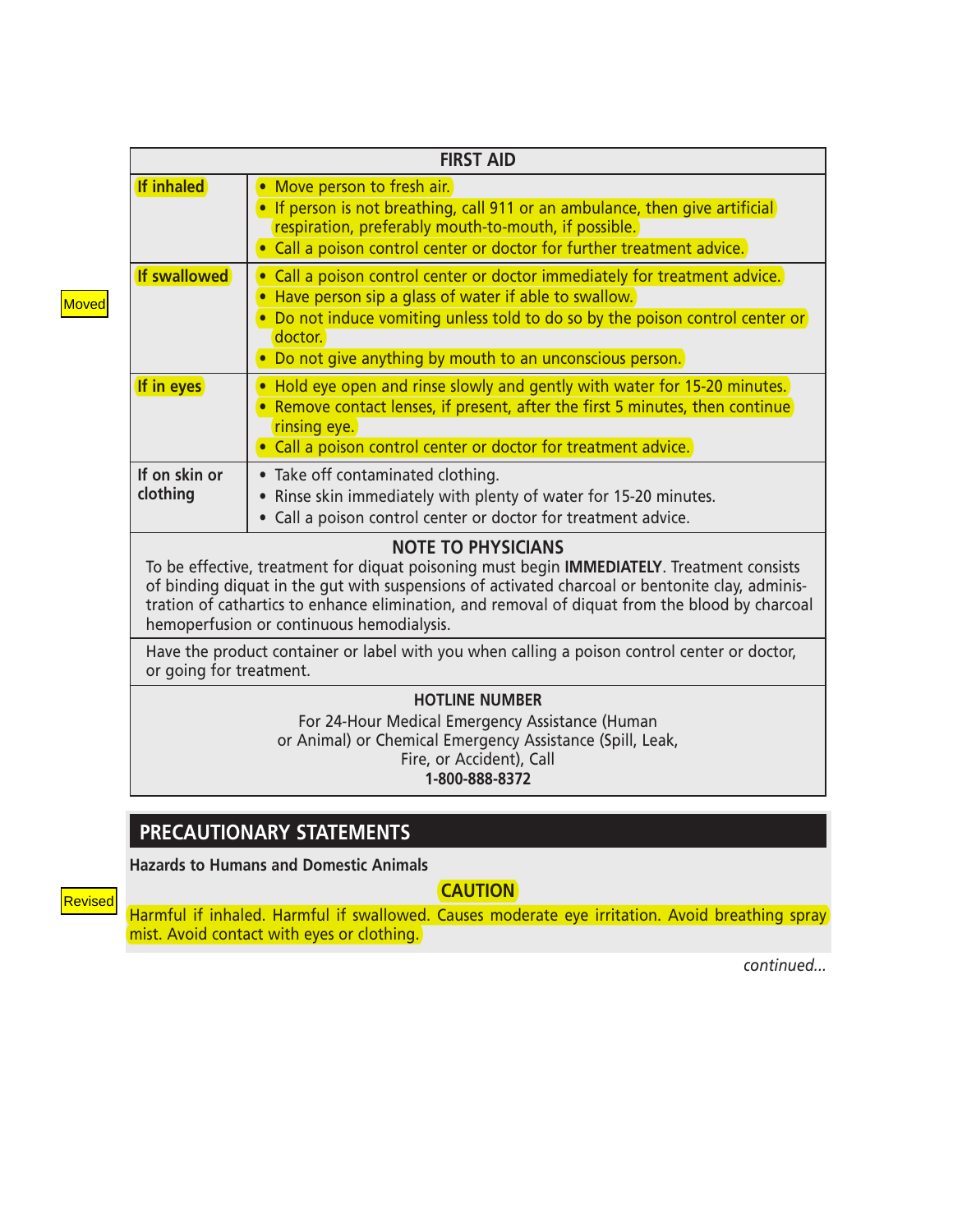| FIRST AID | |
|---|---|
| **If inhaled** | • Move person to fresh air.<br>• If person is not breathing, call 911 or an ambulance, then give artificial respiration, preferably mouth-to-mouth, if possible.<br>• Call a poison control center or doctor for further treatment advice. |
| **If swallowed** | • Call a poison control center or doctor immediately for treatment advice.<br>• Have person sip a glass of water if able to swallow.<br>• Do not induce vomiting unless told to do so by the poison control center or doctor.<br>• Do not give anything by mouth to an unconscious person. |
| **If in eyes** | • Hold eye open and rinse slowly and gently with water for 15-20 minutes.<br>• Remove contact lenses, if present, after the first 5 minutes, then continue rinsing eye.<br>• Call a poison control center or doctor for treatment advice. |
| **If on skin or clothing** | • Take off contaminated clothing.<br>• Rinse skin immediately with plenty of water for 15-20 minutes.<br>• Call a poison control center or doctor for treatment advice. |

Moved

**NOTE TO PHYSICIANS**

To be effective, treatment for diquat poisoning must begin **IMMEDIATELY**. Treatment consists of binding diquat in the gut with suspensions of activated charcoal or bentonite clay, administration of cathartics to enhance elimination, and removal of diquat from the blood by charcoal hemoperfusion or continuous hemodialysis.

Have the product container or label with you when calling a poison control center or doctor, or going for treatment.

**HOTLINE NUMBER**

For 24-Hour Medical Emergency Assistance (Human or Animal) or Chemical Emergency Assistance (Spill, Leak, Fire, or Accident), Call

**1-800-888-8372**

## PRECAUTIONARY STATEMENTS

**Hazards to Humans and Domestic Animals**

Revised

**CAUTION**

Harmful if inhaled. Harmful if swallowed. Causes moderate eye irritation. Avoid breathing spray mist. Avoid contact with eyes or clothing.

*continued...*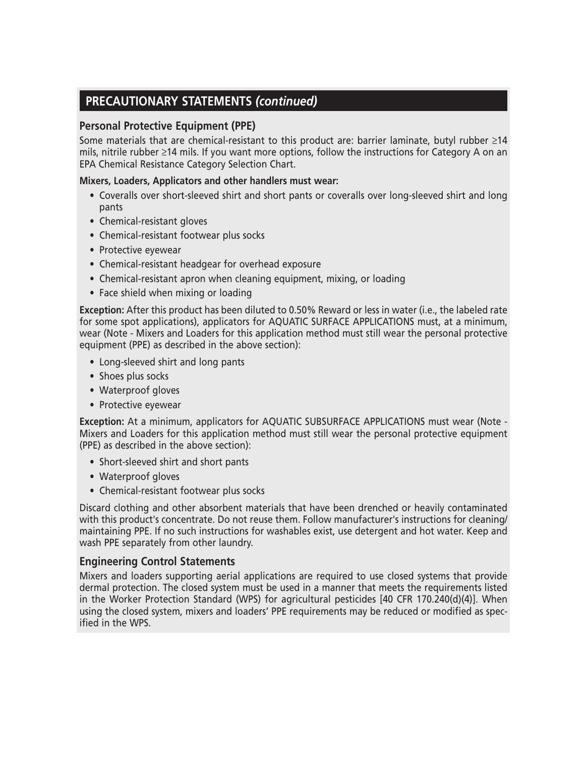## PRECAUTIONARY STATEMENTS *(continued)*

### Personal Protective Equipment (PPE)

Some materials that are chemical-resistant to this product are: barrier laminate, butyl rubber ≥14 mils, nitrile rubber ≥14 mils. If you want more options, follow the instructions for Category A on an EPA Chemical Resistance Category Selection Chart.

**Mixers, Loaders, Applicators and other handlers must wear:**

- Coveralls over short-sleeved shirt and short pants or coveralls over long-sleeved shirt and long pants
- Chemical-resistant gloves
- Chemical-resistant footwear plus socks
- Protective eyewear
- Chemical-resistant headgear for overhead exposure
- Chemical-resistant apron when cleaning equipment, mixing, or loading
- Face shield when mixing or loading

**Exception:** After this product has been diluted to 0.50% Reward or less in water (i.e., the labeled rate for some spot applications), applicators for AQUATIC SURFACE APPLICATIONS must, at a minimum, wear (Note - Mixers and Loaders for this application method must still wear the personal protective equipment (PPE) as described in the above section):

- Long-sleeved shirt and long pants
- Shoes plus socks
- Waterproof gloves
- Protective eyewear

**Exception:** At a minimum, applicators for AQUATIC SUBSURFACE APPLICATIONS must wear (Note - Mixers and Loaders for this application method must still wear the personal protective equipment (PPE) as described in the above section):

- Short-sleeved shirt and short pants
- Waterproof gloves
- Chemical-resistant footwear plus socks

Discard clothing and other absorbent materials that have been drenched or heavily contaminated with this product's concentrate. Do not reuse them. Follow manufacturer's instructions for cleaning/maintaining PPE. If no such instructions for washables exist, use detergent and hot water. Keep and wash PPE separately from other laundry.

### Engineering Control Statements

Mixers and loaders supporting aerial applications are required to use closed systems that provide dermal protection. The closed system must be used in a manner that meets the requirements listed in the Worker Protection Standard (WPS) for agricultural pesticides [40 CFR 170.240(d)(4)]. When using the closed system, mixers and loaders' PPE requirements may be reduced or modified as specified in the WPS.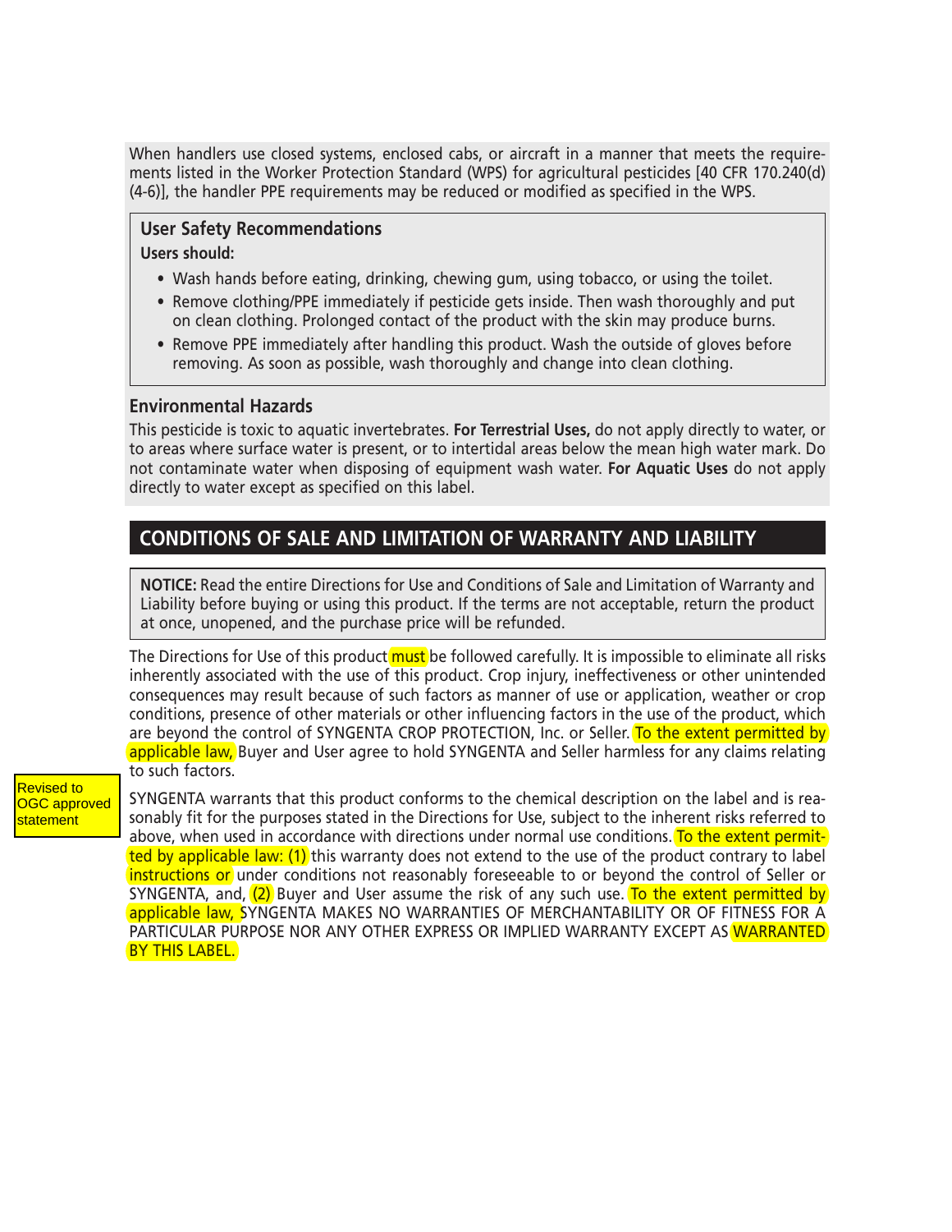When handlers use closed systems, enclosed cabs, or aircraft in a manner that meets the requirements listed in the Worker Protection Standard (WPS) for agricultural pesticides [40 CFR 170.240(d)(4-6)], the handler PPE requirements may be reduced or modified as specified in the WPS.

### User Safety Recommendations

**Users should:**

- Wash hands before eating, drinking, chewing gum, using tobacco, or using the toilet.
- Remove clothing/PPE immediately if pesticide gets inside. Then wash thoroughly and put on clean clothing. Prolonged contact of the product with the skin may produce burns.
- Remove PPE immediately after handling this product. Wash the outside of gloves before removing. As soon as possible, wash thoroughly and change into clean clothing.

### Environmental Hazards

This pesticide is toxic to aquatic invertebrates. **For Terrestrial Uses,** do not apply directly to water, or to areas where surface water is present, or to intertidal areas below the mean high water mark. Do not contaminate water when disposing of equipment wash water. **For Aquatic Uses** do not apply directly to water except as specified on this label.

## CONDITIONS OF SALE AND LIMITATION OF WARRANTY AND LIABILITY

**NOTICE:** Read the entire Directions for Use and Conditions of Sale and Limitation of Warranty and Liability before buying or using this product. If the terms are not acceptable, return the product at once, unopened, and the purchase price will be refunded.

The Directions for Use of this product must be followed carefully. It is impossible to eliminate all risks inherently associated with the use of this product. Crop injury, ineffectiveness or other unintended consequences may result because of such factors as manner of use or application, weather or crop conditions, presence of other materials or other influencing factors in the use of the product, which are beyond the control of SYNGENTA CROP PROTECTION, Inc. or Seller. To the extent permitted by applicable law, Buyer and User agree to hold SYNGENTA and Seller harmless for any claims relating to such factors.

Revised to OGC approved statement

SYNGENTA warrants that this product conforms to the chemical description on the label and is reasonably fit for the purposes stated in the Directions for Use, subject to the inherent risks referred to above, when used in accordance with directions under normal use conditions. To the extent permitted by applicable law: (1) this warranty does not extend to the use of the product contrary to label instructions or under conditions not reasonably foreseeable to or beyond the control of Seller or SYNGENTA, and, (2) Buyer and User assume the risk of any such use. To the extent permitted by applicable law, SYNGENTA MAKES NO WARRANTIES OF MERCHANTABILITY OR OF FITNESS FOR A PARTICULAR PURPOSE NOR ANY OTHER EXPRESS OR IMPLIED WARRANTY EXCEPT AS WARRANTED BY THIS LABEL.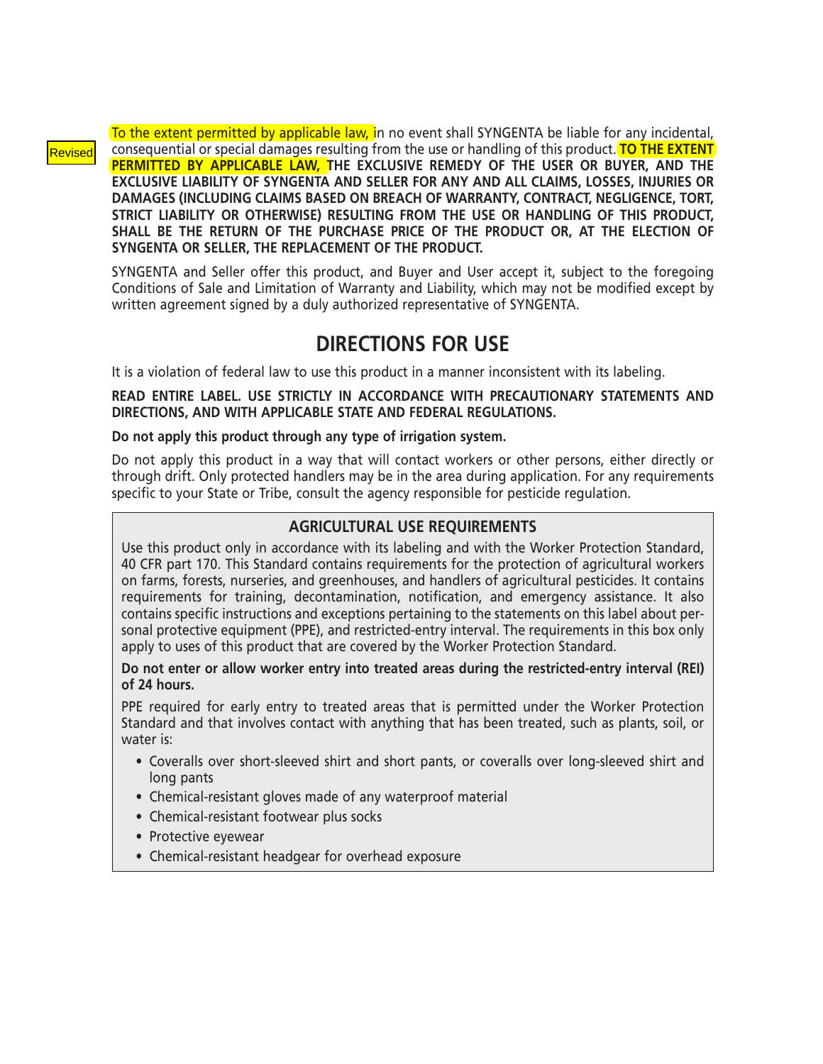Revised

To the extent permitted by applicable law, in no event shall SYNGENTA be liable for any incidental, consequential or special damages resulting from the use or handling of this product. **TO THE EXTENT PERMITTED BY APPLICABLE LAW, THE EXCLUSIVE REMEDY OF THE USER OR BUYER, AND THE EXCLUSIVE LIABILITY OF SYNGENTA AND SELLER FOR ANY AND ALL CLAIMS, LOSSES, INJURIES OR DAMAGES (INCLUDING CLAIMS BASED ON BREACH OF WARRANTY, CONTRACT, NEGLIGENCE, TORT, STRICT LIABILITY OR OTHERWISE) RESULTING FROM THE USE OR HANDLING OF THIS PRODUCT, SHALL BE THE RETURN OF THE PURCHASE PRICE OF THE PRODUCT OR, AT THE ELECTION OF SYNGENTA OR SELLER, THE REPLACEMENT OF THE PRODUCT.**

SYNGENTA and Seller offer this product, and Buyer and User accept it, subject to the foregoing Conditions of Sale and Limitation of Warranty and Liability, which may not be modified except by written agreement signed by a duly authorized representative of SYNGENTA.

# DIRECTIONS FOR USE

It is a violation of federal law to use this product in a manner inconsistent with its labeling.

**READ ENTIRE LABEL. USE STRICTLY IN ACCORDANCE WITH PRECAUTIONARY STATEMENTS AND DIRECTIONS, AND WITH APPLICABLE STATE AND FEDERAL REGULATIONS.**

**Do not apply this product through any type of irrigation system.**

Do not apply this product in a way that will contact workers or other persons, either directly or through drift. Only protected handlers may be in the area during application. For any requirements specific to your State or Tribe, consult the agency responsible for pesticide regulation.

## AGRICULTURAL USE REQUIREMENTS

Use this product only in accordance with its labeling and with the Worker Protection Standard, 40 CFR part 170. This Standard contains requirements for the protection of agricultural workers on farms, forests, nurseries, and greenhouses, and handlers of agricultural pesticides. It contains requirements for training, decontamination, notification, and emergency assistance. It also contains specific instructions and exceptions pertaining to the statements on this label about personal protective equipment (PPE), and restricted-entry interval. The requirements in this box only apply to uses of this product that are covered by the Worker Protection Standard.

**Do not enter or allow worker entry into treated areas during the restricted-entry interval (REI) of 24 hours.**

PPE required for early entry to treated areas that is permitted under the Worker Protection Standard and that involves contact with anything that has been treated, such as plants, soil, or water is:

- Coveralls over short-sleeved shirt and short pants, or coveralls over long-sleeved shirt and long pants
- Chemical-resistant gloves made of any waterproof material
- Chemical-resistant footwear plus socks
- Protective eyewear
- Chemical-resistant headgear for overhead exposure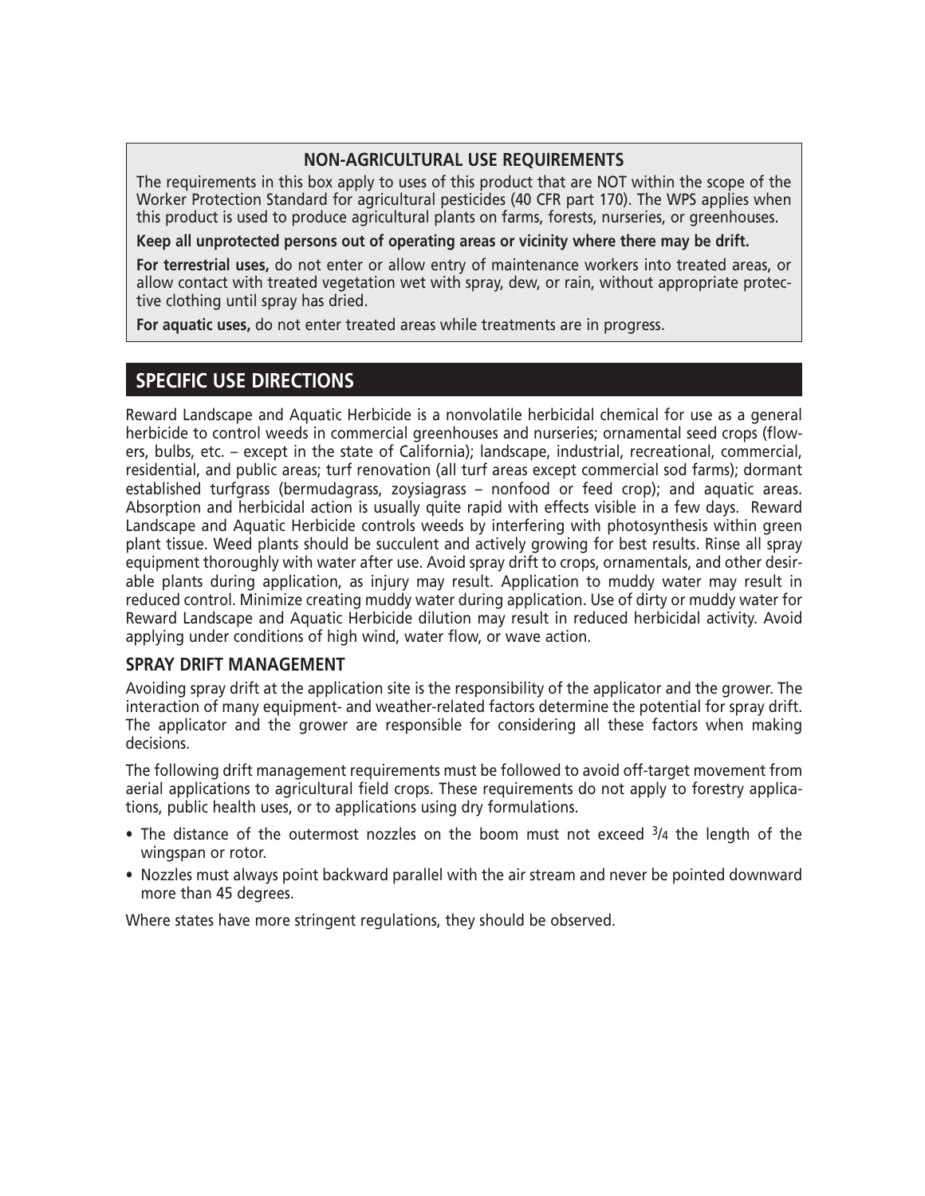### NON-AGRICULTURAL USE REQUIREMENTS

The requirements in this box apply to uses of this product that are NOT within the scope of the Worker Protection Standard for agricultural pesticides (40 CFR part 170). The WPS applies when this product is used to produce agricultural plants on farms, forests, nurseries, or greenhouses.

**Keep all unprotected persons out of operating areas or vicinity where there may be drift.**

**For terrestrial uses,** do not enter or allow entry of maintenance workers into treated areas, or allow contact with treated vegetation wet with spray, dew, or rain, without appropriate protective clothing until spray has dried.

**For aquatic uses,** do not enter treated areas while treatments are in progress.

## SPECIFIC USE DIRECTIONS

Reward Landscape and Aquatic Herbicide is a nonvolatile herbicidal chemical for use as a general herbicide to control weeds in commercial greenhouses and nurseries; ornamental seed crops (flowers, bulbs, etc. – except in the state of California); landscape, industrial, recreational, commercial, residential, and public areas; turf renovation (all turf areas except commercial sod farms); dormant established turfgrass (bermudagrass, zoysiagrass – nonfood or feed crop); and aquatic areas. Absorption and herbicidal action is usually quite rapid with effects visible in a few days. Reward Landscape and Aquatic Herbicide controls weeds by interfering with photosynthesis within green plant tissue. Weed plants should be succulent and actively growing for best results. Rinse all spray equipment thoroughly with water after use. Avoid spray drift to crops, ornamentals, and other desirable plants during application, as injury may result. Application to muddy water may result in reduced control. Minimize creating muddy water during application. Use of dirty or muddy water for Reward Landscape and Aquatic Herbicide dilution may result in reduced herbicidal activity. Avoid applying under conditions of high wind, water flow, or wave action.

### SPRAY DRIFT MANAGEMENT

Avoiding spray drift at the application site is the responsibility of the applicator and the grower. The interaction of many equipment- and weather-related factors determine the potential for spray drift. The applicator and the grower are responsible for considering all these factors when making decisions.

The following drift management requirements must be followed to avoid off-target movement from aerial applications to agricultural field crops. These requirements do not apply to forestry applications, public health uses, or to applications using dry formulations.

- The distance of the outermost nozzles on the boom must not exceed 3/4 the length of the wingspan or rotor.
- Nozzles must always point backward parallel with the air stream and never be pointed downward more than 45 degrees.

Where states have more stringent regulations, they should be observed.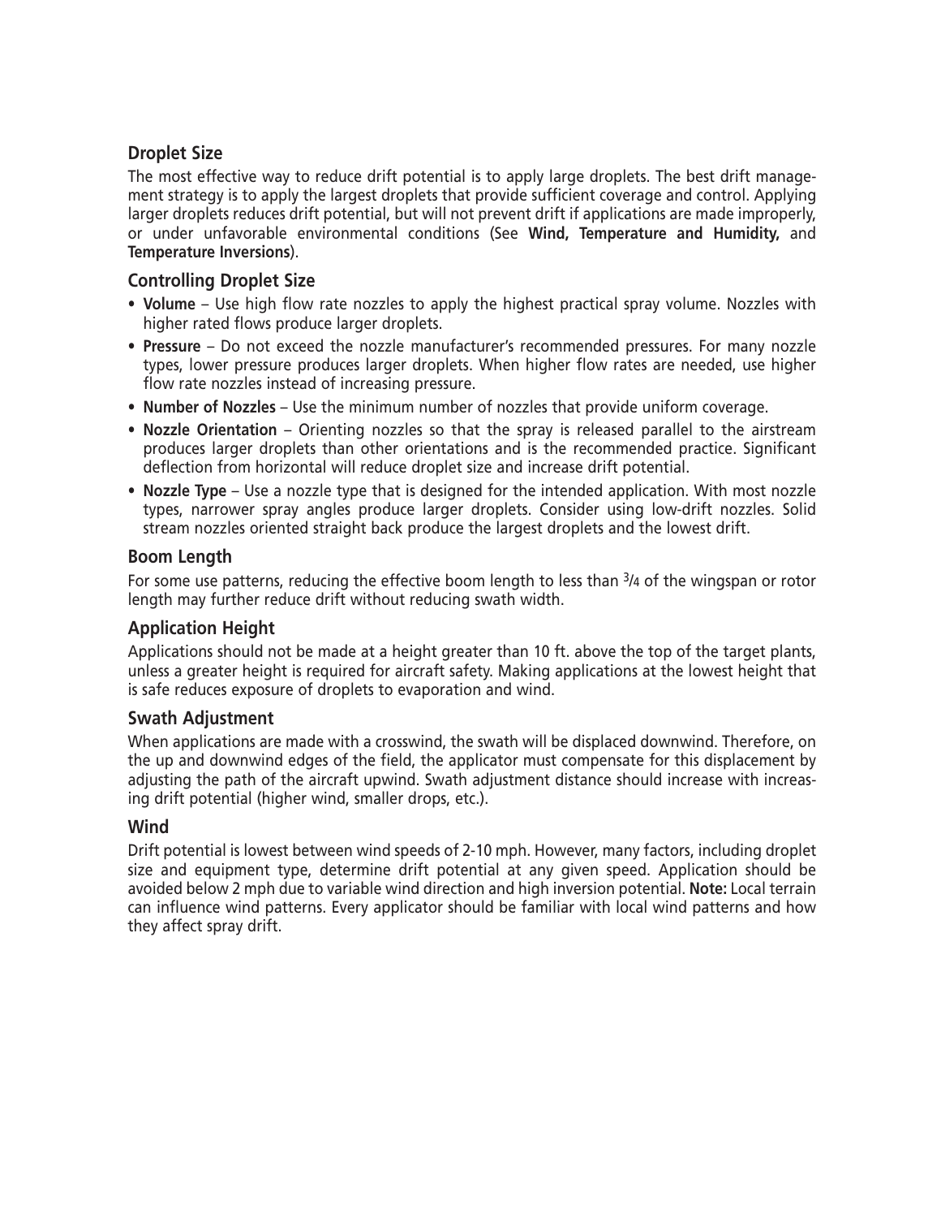## Droplet Size

The most effective way to reduce drift potential is to apply large droplets. The best drift management strategy is to apply the largest droplets that provide sufficient coverage and control. Applying larger droplets reduces drift potential, but will not prevent drift if applications are made improperly, or under unfavorable environmental conditions (See **Wind, Temperature and Humidity,** and **Temperature Inversions**).

## Controlling Droplet Size

- **Volume** – Use high flow rate nozzles to apply the highest practical spray volume. Nozzles with higher rated flows produce larger droplets.
- **Pressure** – Do not exceed the nozzle manufacturer's recommended pressures. For many nozzle types, lower pressure produces larger droplets. When higher flow rates are needed, use higher flow rate nozzles instead of increasing pressure.
- **Number of Nozzles** – Use the minimum number of nozzles that provide uniform coverage.
- **Nozzle Orientation** – Orienting nozzles so that the spray is released parallel to the airstream produces larger droplets than other orientations and is the recommended practice. Significant deflection from horizontal will reduce droplet size and increase drift potential.
- **Nozzle Type** – Use a nozzle type that is designed for the intended application. With most nozzle types, narrower spray angles produce larger droplets. Consider using low-drift nozzles. Solid stream nozzles oriented straight back produce the largest droplets and the lowest drift.

## Boom Length

For some use patterns, reducing the effective boom length to less than 3/4 of the wingspan or rotor length may further reduce drift without reducing swath width.

## Application Height

Applications should not be made at a height greater than 10 ft. above the top of the target plants, unless a greater height is required for aircraft safety. Making applications at the lowest height that is safe reduces exposure of droplets to evaporation and wind.

## Swath Adjustment

When applications are made with a crosswind, the swath will be displaced downwind. Therefore, on the up and downwind edges of the field, the applicator must compensate for this displacement by adjusting the path of the aircraft upwind. Swath adjustment distance should increase with increasing drift potential (higher wind, smaller drops, etc.).

## Wind

Drift potential is lowest between wind speeds of 2-10 mph. However, many factors, including droplet size and equipment type, determine drift potential at any given speed. Application should be avoided below 2 mph due to variable wind direction and high inversion potential. **Note:** Local terrain can influence wind patterns. Every applicator should be familiar with local wind patterns and how they affect spray drift.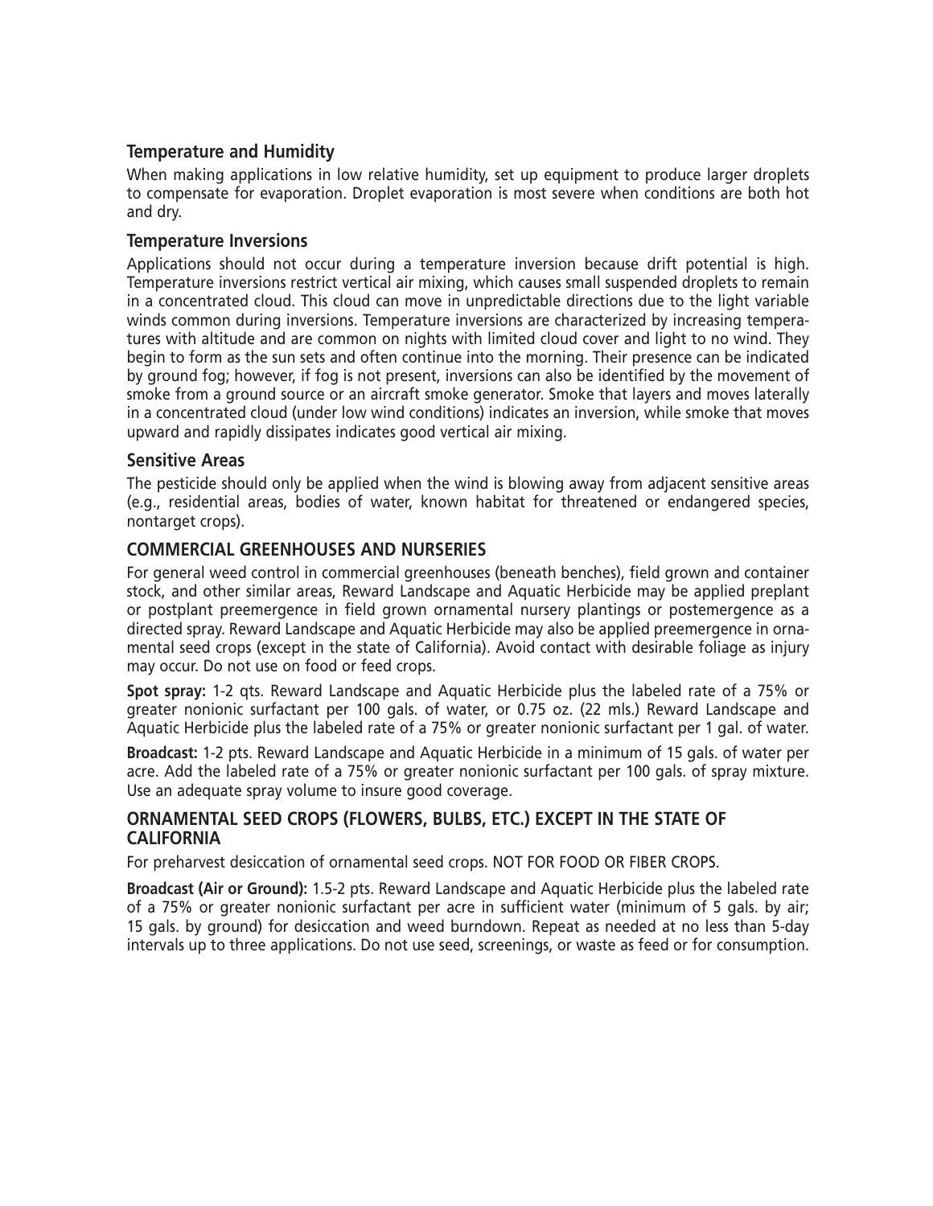### Temperature and Humidity

When making applications in low relative humidity, set up equipment to produce larger droplets to compensate for evaporation. Droplet evaporation is most severe when conditions are both hot and dry.

### Temperature Inversions

Applications should not occur during a temperature inversion because drift potential is high. Temperature inversions restrict vertical air mixing, which causes small suspended droplets to remain in a concentrated cloud. This cloud can move in unpredictable directions due to the light variable winds common during inversions. Temperature inversions are characterized by increasing temperatures with altitude and are common on nights with limited cloud cover and light to no wind. They begin to form as the sun sets and often continue into the morning. Their presence can be indicated by ground fog; however, if fog is not present, inversions can also be identified by the movement of smoke from a ground source or an aircraft smoke generator. Smoke that layers and moves laterally in a concentrated cloud (under low wind conditions) indicates an inversion, while smoke that moves upward and rapidly dissipates indicates good vertical air mixing.

### Sensitive Areas

The pesticide should only be applied when the wind is blowing away from adjacent sensitive areas (e.g., residential areas, bodies of water, known habitat for threatened or endangered species, nontarget crops).

## COMMERCIAL GREENHOUSES AND NURSERIES

For general weed control in commercial greenhouses (beneath benches), field grown and container stock, and other similar areas, Reward Landscape and Aquatic Herbicide may be applied preplant or postplant preemergence in field grown ornamental nursery plantings or postemergence as a directed spray. Reward Landscape and Aquatic Herbicide may also be applied preemergence in ornamental seed crops (except in the state of California). Avoid contact with desirable foliage as injury may occur. Do not use on food or feed crops.

**Spot spray:** 1-2 qts. Reward Landscape and Aquatic Herbicide plus the labeled rate of a 75% or greater nonionic surfactant per 100 gals. of water, or 0.75 oz. (22 mls.) Reward Landscape and Aquatic Herbicide plus the labeled rate of a 75% or greater nonionic surfactant per 1 gal. of water.

**Broadcast:** 1-2 pts. Reward Landscape and Aquatic Herbicide in a minimum of 15 gals. of water per acre. Add the labeled rate of a 75% or greater nonionic surfactant per 100 gals. of spray mixture. Use an adequate spray volume to insure good coverage.

## ORNAMENTAL SEED CROPS (FLOWERS, BULBS, ETC.) EXCEPT IN THE STATE OF CALIFORNIA

For preharvest desiccation of ornamental seed crops. NOT FOR FOOD OR FIBER CROPS.

**Broadcast (Air or Ground):** 1.5-2 pts. Reward Landscape and Aquatic Herbicide plus the labeled rate of a 75% or greater nonionic surfactant per acre in sufficient water (minimum of 5 gals. by air; 15 gals. by ground) for desiccation and weed burndown. Repeat as needed at no less than 5-day intervals up to three applications. Do not use seed, screenings, or waste as feed or for consumption.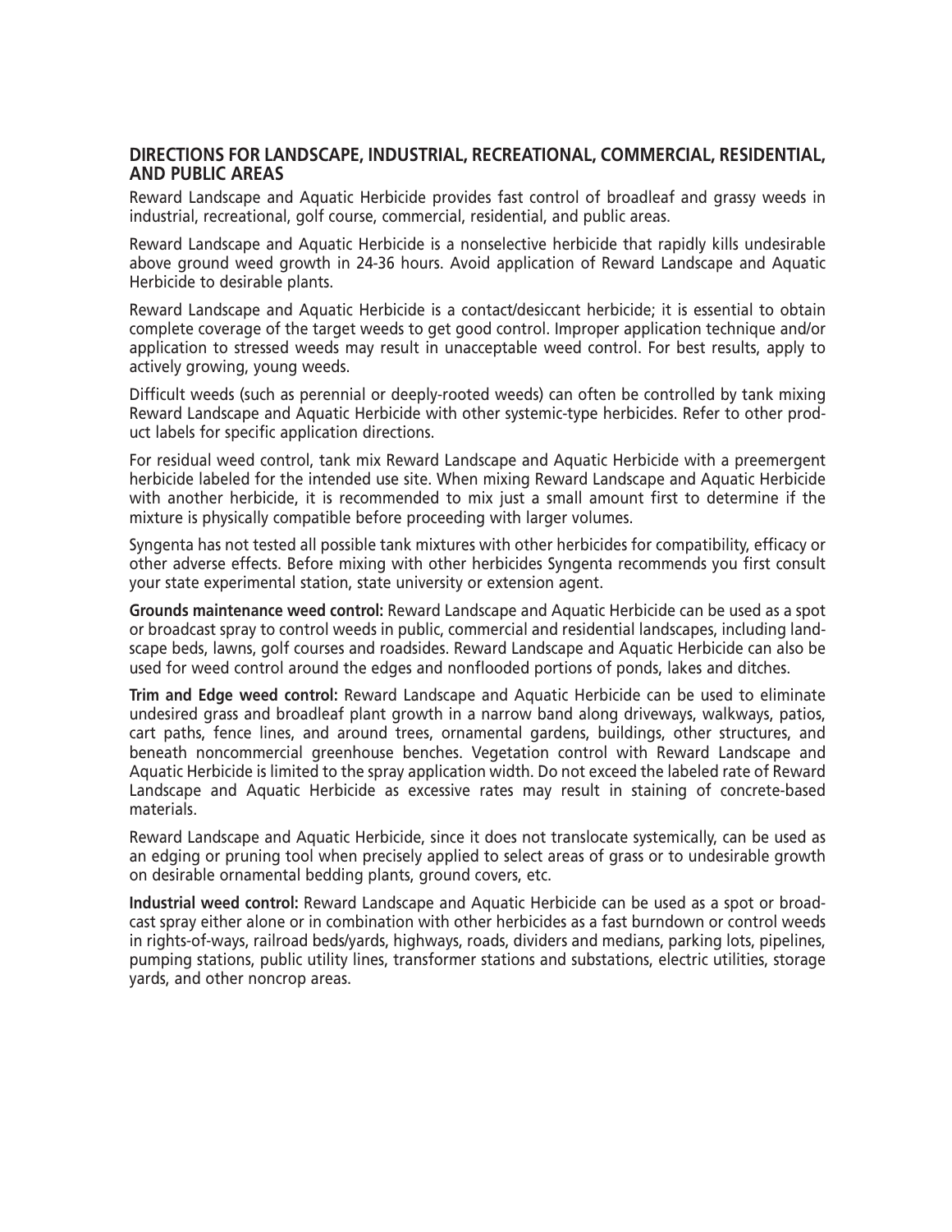## DIRECTIONS FOR LANDSCAPE, INDUSTRIAL, RECREATIONAL, COMMERCIAL, RESIDENTIAL, AND PUBLIC AREAS

Reward Landscape and Aquatic Herbicide provides fast control of broadleaf and grassy weeds in industrial, recreational, golf course, commercial, residential, and public areas.

Reward Landscape and Aquatic Herbicide is a nonselective herbicide that rapidly kills undesirable above ground weed growth in 24-36 hours. Avoid application of Reward Landscape and Aquatic Herbicide to desirable plants.

Reward Landscape and Aquatic Herbicide is a contact/desiccant herbicide; it is essential to obtain complete coverage of the target weeds to get good control. Improper application technique and/or application to stressed weeds may result in unacceptable weed control. For best results, apply to actively growing, young weeds.

Difficult weeds (such as perennial or deeply-rooted weeds) can often be controlled by tank mixing Reward Landscape and Aquatic Herbicide with other systemic-type herbicides. Refer to other product labels for specific application directions.

For residual weed control, tank mix Reward Landscape and Aquatic Herbicide with a preemergent herbicide labeled for the intended use site. When mixing Reward Landscape and Aquatic Herbicide with another herbicide, it is recommended to mix just a small amount first to determine if the mixture is physically compatible before proceeding with larger volumes.

Syngenta has not tested all possible tank mixtures with other herbicides for compatibility, efficacy or other adverse effects. Before mixing with other herbicides Syngenta recommends you first consult your state experimental station, state university or extension agent.

**Grounds maintenance weed control:** Reward Landscape and Aquatic Herbicide can be used as a spot or broadcast spray to control weeds in public, commercial and residential landscapes, including landscape beds, lawns, golf courses and roadsides. Reward Landscape and Aquatic Herbicide can also be used for weed control around the edges and nonflooded portions of ponds, lakes and ditches.

**Trim and Edge weed control:** Reward Landscape and Aquatic Herbicide can be used to eliminate undesired grass and broadleaf plant growth in a narrow band along driveways, walkways, patios, cart paths, fence lines, and around trees, ornamental gardens, buildings, other structures, and beneath noncommercial greenhouse benches. Vegetation control with Reward Landscape and Aquatic Herbicide is limited to the spray application width. Do not exceed the labeled rate of Reward Landscape and Aquatic Herbicide as excessive rates may result in staining of concrete-based materials.

Reward Landscape and Aquatic Herbicide, since it does not translocate systemically, can be used as an edging or pruning tool when precisely applied to select areas of grass or to undesirable growth on desirable ornamental bedding plants, ground covers, etc.

**Industrial weed control:** Reward Landscape and Aquatic Herbicide can be used as a spot or broadcast spray either alone or in combination with other herbicides as a fast burndown or control weeds in rights-of-ways, railroad beds/yards, highways, roads, dividers and medians, parking lots, pipelines, pumping stations, public utility lines, transformer stations and substations, electric utilities, storage yards, and other noncrop areas.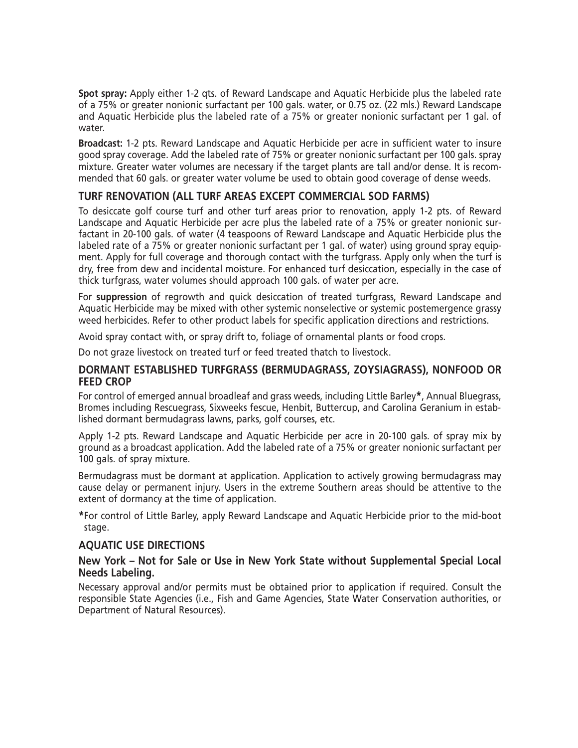**Spot spray:** Apply either 1-2 qts. of Reward Landscape and Aquatic Herbicide plus the labeled rate of a 75% or greater nonionic surfactant per 100 gals. water, or 0.75 oz. (22 mls.) Reward Landscape and Aquatic Herbicide plus the labeled rate of a 75% or greater nonionic surfactant per 1 gal. of water.

**Broadcast:** 1-2 pts. Reward Landscape and Aquatic Herbicide per acre in sufficient water to insure good spray coverage. Add the labeled rate of 75% or greater nonionic surfactant per 100 gals. spray mixture. Greater water volumes are necessary if the target plants are tall and/or dense. It is recommended that 60 gals. or greater water volume be used to obtain good coverage of dense weeds.

### TURF RENOVATION (ALL TURF AREAS EXCEPT COMMERCIAL SOD FARMS)

To desiccate golf course turf and other turf areas prior to renovation, apply 1-2 pts. of Reward Landscape and Aquatic Herbicide per acre plus the labeled rate of a 75% or greater nonionic surfactant in 20-100 gals. of water (4 teaspoons of Reward Landscape and Aquatic Herbicide plus the labeled rate of a 75% or greater nonionic surfactant per 1 gal. of water) using ground spray equipment. Apply for full coverage and thorough contact with the turfgrass. Apply only when the turf is dry, free from dew and incidental moisture. For enhanced turf desiccation, especially in the case of thick turfgrass, water volumes should approach 100 gals. of water per acre.

For **suppression** of regrowth and quick desiccation of treated turfgrass, Reward Landscape and Aquatic Herbicide may be mixed with other systemic nonselective or systemic postemergence grassy weed herbicides. Refer to other product labels for specific application directions and restrictions.

Avoid spray contact with, or spray drift to, foliage of ornamental plants or food crops.

Do not graze livestock on treated turf or feed treated thatch to livestock.

### DORMANT ESTABLISHED TURFGRASS (BERMUDAGRASS, ZOYSIAGRASS), NONFOOD OR FEED CROP

For control of emerged annual broadleaf and grass weeds, including Little Barley**\***, Annual Bluegrass, Bromes including Rescuegrass, Sixweeks fescue, Henbit, Buttercup, and Carolina Geranium in established dormant bermudagrass lawns, parks, golf courses, etc.

Apply 1-2 pts. Reward Landscape and Aquatic Herbicide per acre in 20-100 gals. of spray mix by ground as a broadcast application. Add the labeled rate of a 75% or greater nonionic surfactant per 100 gals. of spray mixture.

Bermudagrass must be dormant at application. Application to actively growing bermudagrass may cause delay or permanent injury. Users in the extreme Southern areas should be attentive to the extent of dormancy at the time of application.

**\***For control of Little Barley, apply Reward Landscape and Aquatic Herbicide prior to the mid-boot stage.

### AQUATIC USE DIRECTIONS

#### New York – Not for Sale or Use in New York State without Supplemental Special Local Needs Labeling.

Necessary approval and/or permits must be obtained prior to application if required. Consult the responsible State Agencies (i.e., Fish and Game Agencies, State Water Conservation authorities, or Department of Natural Resources).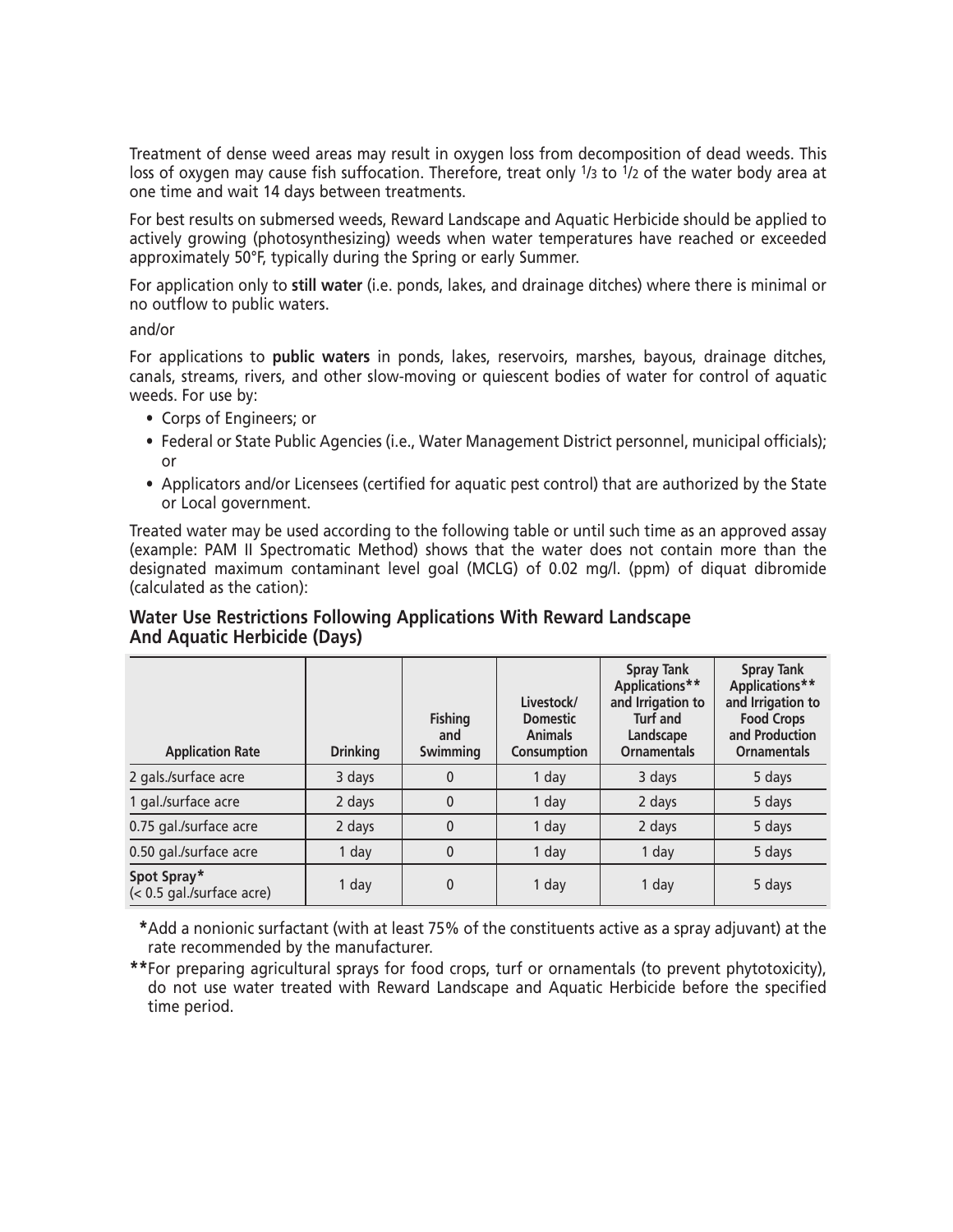Treatment of dense weed areas may result in oxygen loss from decomposition of dead weeds. This loss of oxygen may cause fish suffocation. Therefore, treat only 1/3 to 1/2 of the water body area at one time and wait 14 days between treatments.

For best results on submersed weeds, Reward Landscape and Aquatic Herbicide should be applied to actively growing (photosynthesizing) weeds when water temperatures have reached or exceeded approximately 50°F, typically during the Spring or early Summer.

For application only to **still water** (i.e. ponds, lakes, and drainage ditches) where there is minimal or no outflow to public waters.

and/or

For applications to **public waters** in ponds, lakes, reservoirs, marshes, bayous, drainage ditches, canals, streams, rivers, and other slow-moving or quiescent bodies of water for control of aquatic weeds. For use by:

- Corps of Engineers; or
- Federal or State Public Agencies (i.e., Water Management District personnel, municipal officials); or
- Applicators and/or Licensees (certified for aquatic pest control) that are authorized by the State or Local government.

Treated water may be used according to the following table or until such time as an approved assay (example: PAM II Spectromatic Method) shows that the water does not contain more than the designated maximum contaminant level goal (MCLG) of 0.02 mg/l. (ppm) of diquat dibromide (calculated as the cation):

### Water Use Restrictions Following Applications With Reward Landscape And Aquatic Herbicide (Days)

| Application Rate | Drinking | Fishing and Swimming | Livestock/ Domestic Animals Consumption | Spray Tank Applications** and Irrigation to Turf and Landscape Ornamentals | Spray Tank Applications** and Irrigation to Food Crops and Production Ornamentals |
|---|---|---|---|---|---|
| 2 gals./surface acre | 3 days | 0 | 1 day | 3 days | 5 days |
| 1 gal./surface acre | 2 days | 0 | 1 day | 2 days | 5 days |
| 0.75 gal./surface acre | 2 days | 0 | 1 day | 2 days | 5 days |
| 0.50 gal./surface acre | 1 day | 0 | 1 day | 1 day | 5 days |
| **Spot Spray*** (< 0.5 gal./surface acre) | 1 day | 0 | 1 day | 1 day | 5 days |

*Add a nonionic surfactant (with at least 75% of the constituents active as a spray adjuvant) at the rate recommended by the manufacturer.

**For preparing agricultural sprays for food crops, turf or ornamentals (to prevent phytotoxicity), do not use water treated with Reward Landscape and Aquatic Herbicide before the specified time period.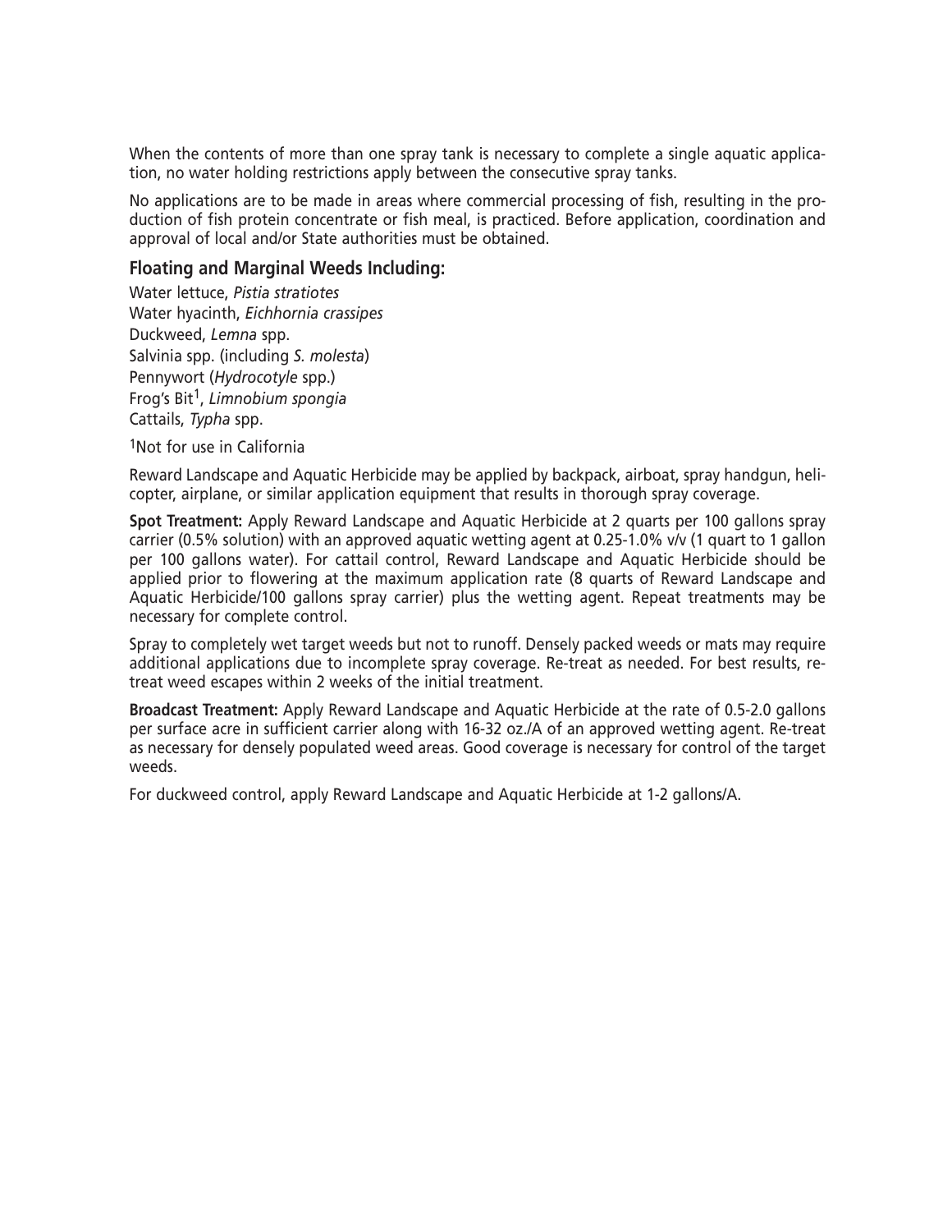When the contents of more than one spray tank is necessary to complete a single aquatic application, no water holding restrictions apply between the consecutive spray tanks.

No applications are to be made in areas where commercial processing of fish, resulting in the production of fish protein concentrate or fish meal, is practiced. Before application, coordination and approval of local and/or State authorities must be obtained.

### Floating and Marginal Weeds Including:

Water lettuce, *Pistia stratiotes*
Water hyacinth, *Eichhornia crassipes*
Duckweed, *Lemna* spp.
Salvinia spp. (including *S. molesta*)
Pennywort (*Hydrocotyle* spp.)
Frog's Bit[1], *Limnobium spongia*
Cattails, *Typha* spp.

[1]Not for use in California

Reward Landscape and Aquatic Herbicide may be applied by backpack, airboat, spray handgun, helicopter, airplane, or similar application equipment that results in thorough spray coverage.

**Spot Treatment:** Apply Reward Landscape and Aquatic Herbicide at 2 quarts per 100 gallons spray carrier (0.5% solution) with an approved aquatic wetting agent at 0.25-1.0% v/v (1 quart to 1 gallon per 100 gallons water). For cattail control, Reward Landscape and Aquatic Herbicide should be applied prior to flowering at the maximum application rate (8 quarts of Reward Landscape and Aquatic Herbicide/100 gallons spray carrier) plus the wetting agent. Repeat treatments may be necessary for complete control.

Spray to completely wet target weeds but not to runoff. Densely packed weeds or mats may require additional applications due to incomplete spray coverage. Re-treat as needed. For best results, re-treat weed escapes within 2 weeks of the initial treatment.

**Broadcast Treatment:** Apply Reward Landscape and Aquatic Herbicide at the rate of 0.5-2.0 gallons per surface acre in sufficient carrier along with 16-32 oz./A of an approved wetting agent. Re-treat as necessary for densely populated weed areas. Good coverage is necessary for control of the target weeds.

For duckweed control, apply Reward Landscape and Aquatic Herbicide at 1-2 gallons/A.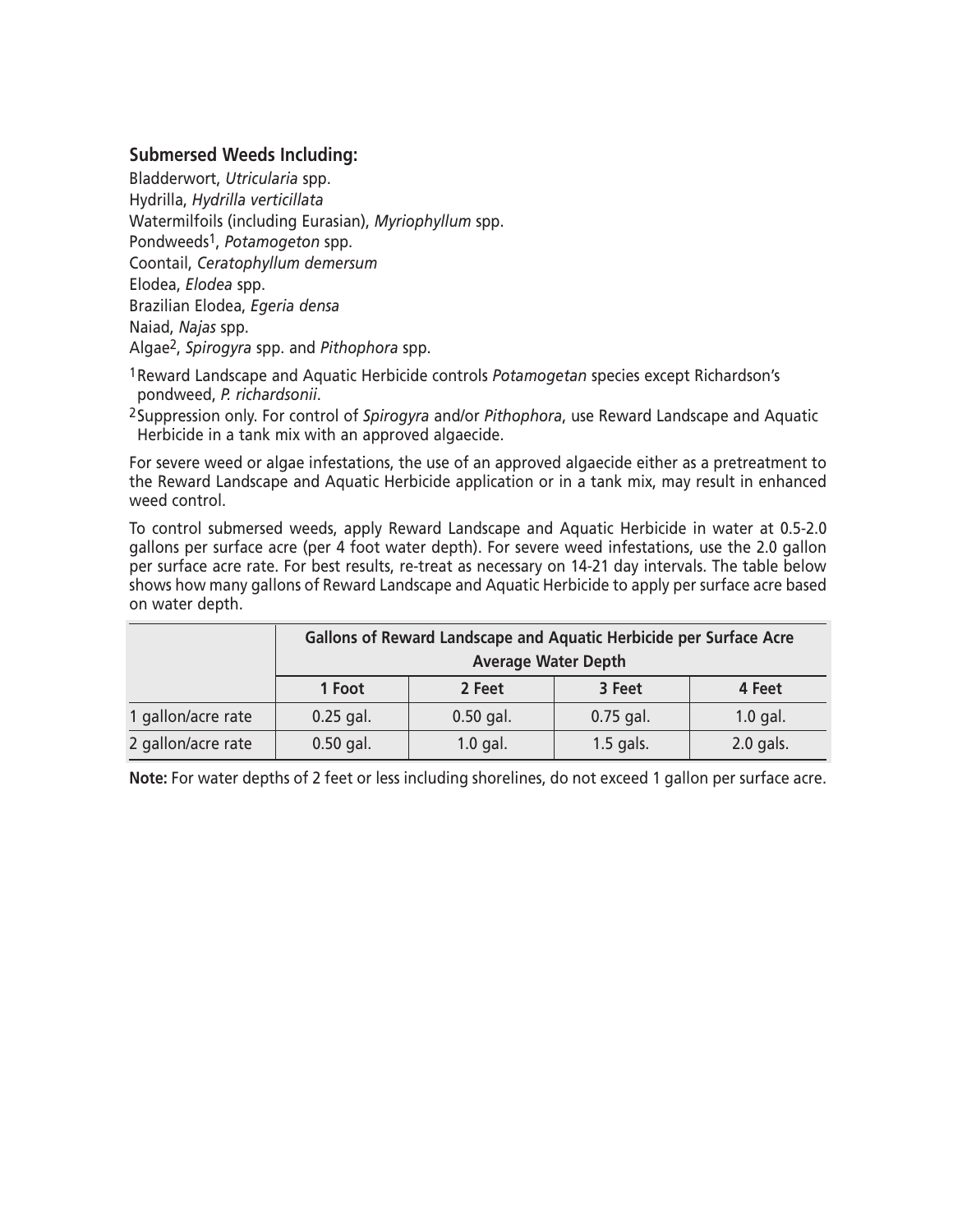### Submersed Weeds Including:

Bladderwort, *Utricularia* spp.
Hydrilla, *Hydrilla verticillata*
Watermilfoils (including Eurasian), *Myriophyllum* spp.
Pondweeds[1], *Potamogeton* spp.
Coontail, *Ceratophyllum demersum*
Elodea, *Elodea* spp.
Brazilian Elodea, *Egeria densa*
Naiad, *Najas* spp.
Algae[2], *Spirogyra* spp. and *Pithophora* spp.

[1] Reward Landscape and Aquatic Herbicide controls *Potamogetan* species except Richardson's pondweed, *P. richardsonii*.

[2] Suppression only. For control of *Spirogyra* and/or *Pithophora*, use Reward Landscape and Aquatic Herbicide in a tank mix with an approved algaecide.

For severe weed or algae infestations, the use of an approved algaecide either as a pretreatment to the Reward Landscape and Aquatic Herbicide application or in a tank mix, may result in enhanced weed control.

To control submersed weeds, apply Reward Landscape and Aquatic Herbicide in water at 0.5-2.0 gallons per surface acre (per 4 foot water depth). For severe weed infestations, use the 2.0 gallon per surface acre rate. For best results, re-treat as necessary on 14-21 day intervals. The table below shows how many gallons of Reward Landscape and Aquatic Herbicide to apply per surface acre based on water depth.

| | Gallons of Reward Landscape and Aquatic Herbicide per Surface Acre Average Water Depth | | | |
|---|---|---|---|---|
| | 1 Foot | 2 Feet | 3 Feet | 4 Feet |
| 1 gallon/acre rate | 0.25 gal. | 0.50 gal. | 0.75 gal. | 1.0 gal. |
| 2 gallon/acre rate | 0.50 gal. | 1.0 gal. | 1.5 gals. | 2.0 gals. |

**Note:** For water depths of 2 feet or less including shorelines, do not exceed 1 gallon per surface acre.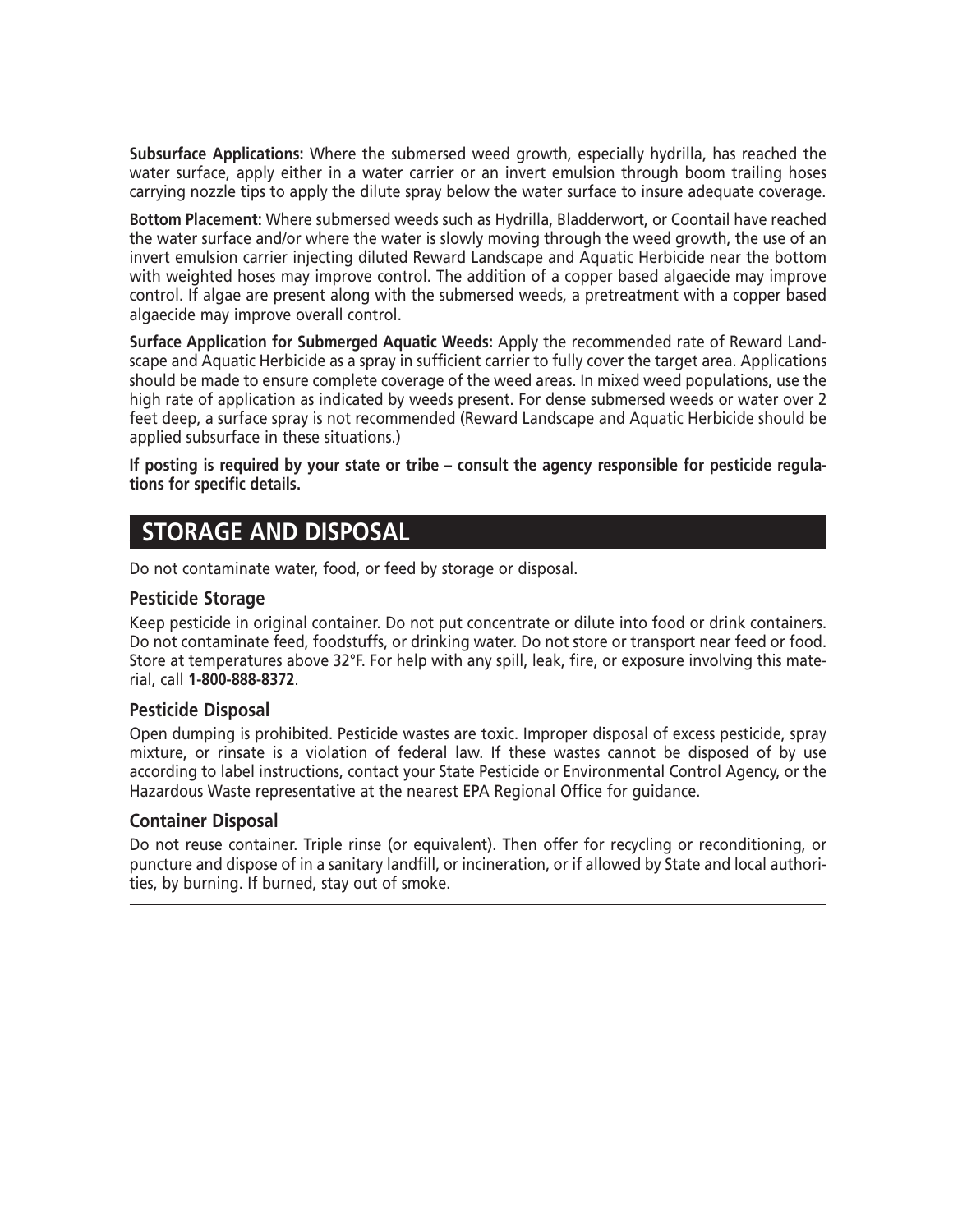**Subsurface Applications:** Where the submersed weed growth, especially hydrilla, has reached the water surface, apply either in a water carrier or an invert emulsion through boom trailing hoses carrying nozzle tips to apply the dilute spray below the water surface to insure adequate coverage.

**Bottom Placement:** Where submersed weeds such as Hydrilla, Bladderwort, or Coontail have reached the water surface and/or where the water is slowly moving through the weed growth, the use of an invert emulsion carrier injecting diluted Reward Landscape and Aquatic Herbicide near the bottom with weighted hoses may improve control. The addition of a copper based algaecide may improve control. If algae are present along with the submersed weeds, a pretreatment with a copper based algaecide may improve overall control.

**Surface Application for Submerged Aquatic Weeds:** Apply the recommended rate of Reward Landscape and Aquatic Herbicide as a spray in sufficient carrier to fully cover the target area. Applications should be made to ensure complete coverage of the weed areas. In mixed weed populations, use the high rate of application as indicated by weeds present. For dense submersed weeds or water over 2 feet deep, a surface spray is not recommended (Reward Landscape and Aquatic Herbicide should be applied subsurface in these situations.)

**If posting is required by your state or tribe – consult the agency responsible for pesticide regulations for specific details.**

## STORAGE AND DISPOSAL

Do not contaminate water, food, or feed by storage or disposal.

### Pesticide Storage

Keep pesticide in original container. Do not put concentrate or dilute into food or drink containers. Do not contaminate feed, foodstuffs, or drinking water. Do not store or transport near feed or food. Store at temperatures above 32°F. For help with any spill, leak, fire, or exposure involving this material, call **1-800-888-8372**.

### Pesticide Disposal

Open dumping is prohibited. Pesticide wastes are toxic. Improper disposal of excess pesticide, spray mixture, or rinsate is a violation of federal law. If these wastes cannot be disposed of by use according to label instructions, contact your State Pesticide or Environmental Control Agency, or the Hazardous Waste representative at the nearest EPA Regional Office for guidance.

### Container Disposal

Do not reuse container. Triple rinse (or equivalent). Then offer for recycling or reconditioning, or puncture and dispose of in a sanitary landfill, or incineration, or if allowed by State and local authorities, by burning. If burned, stay out of smoke.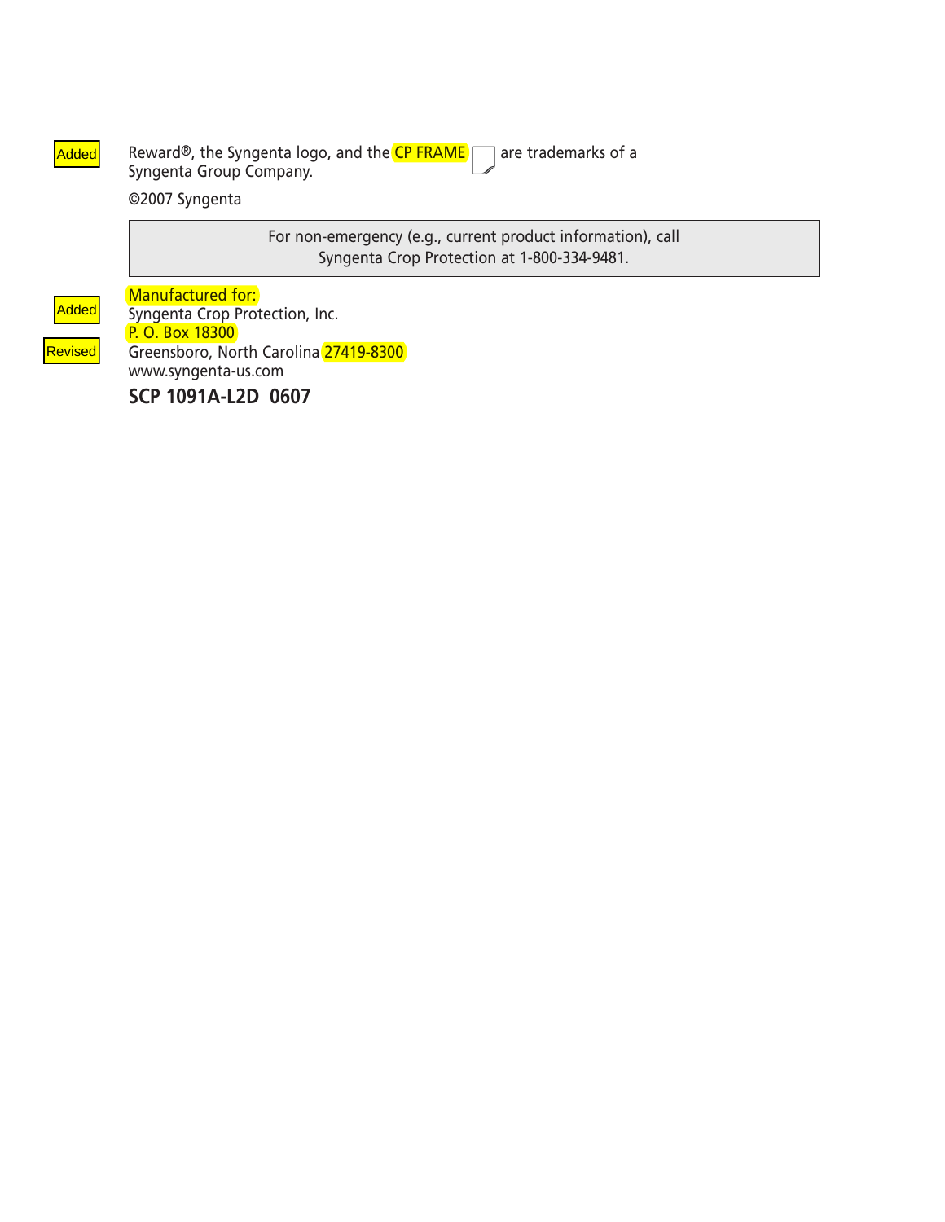Added

Reward®, the Syngenta logo, and the CP FRAME are trademarks of a Syngenta Group Company.

©2007 Syngenta

For non-emergency (e.g., current product information), call Syngenta Crop Protection at 1-800-334-9481.

Added

Revised

Manufactured for:
Syngenta Crop Protection, Inc.
P. O. Box 18300
Greensboro, North Carolina 27419-8300
www.syngenta-us.com

**SCP 1091A-L2D 0607**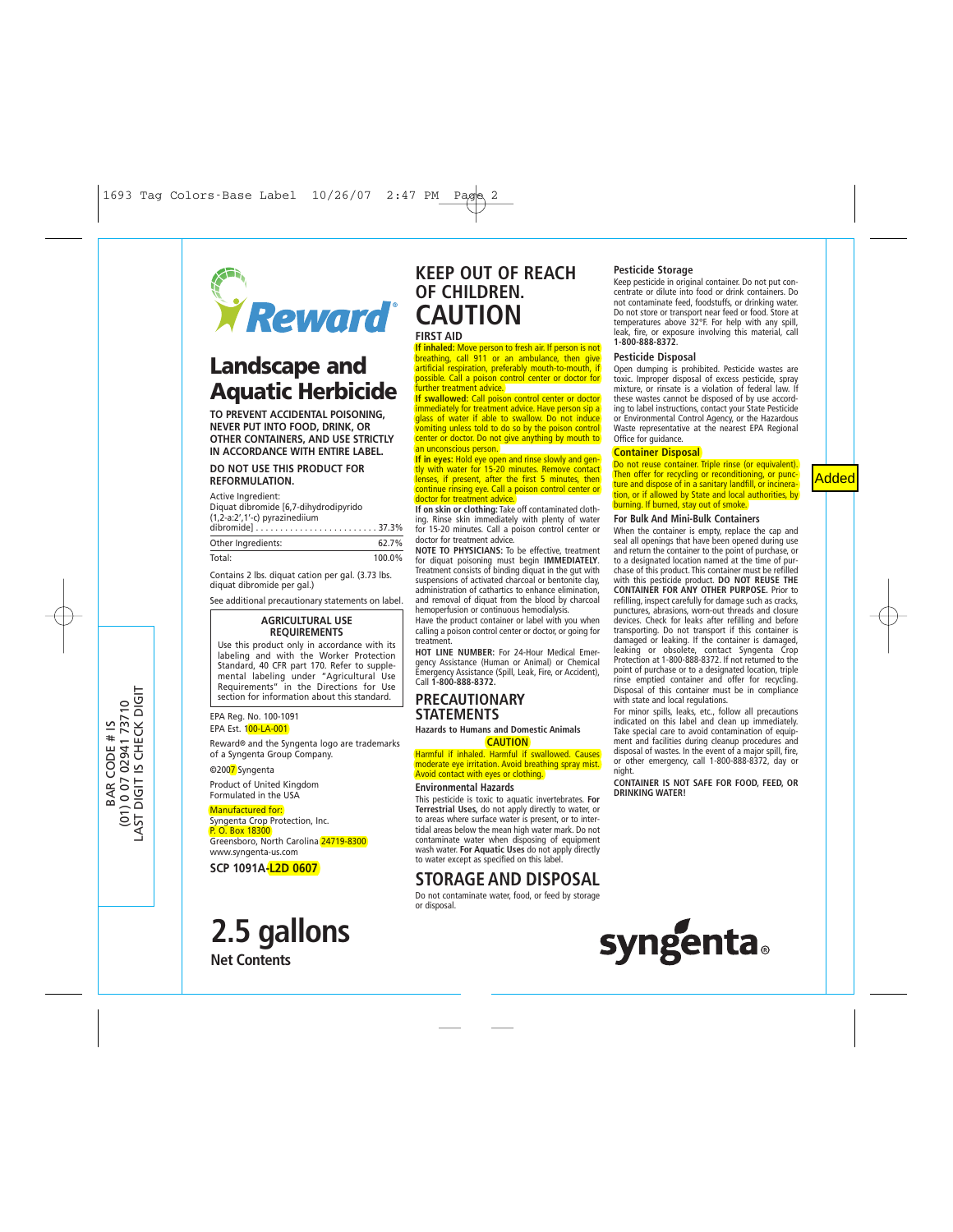# Reward®

## Landscape and Aquatic Herbicide

**TO PREVENT ACCIDENTAL POISONING, NEVER PUT INTO FOOD, DRINK, OR OTHER CONTAINERS, AND USE STRICTLY IN ACCORDANCE WITH ENTIRE LABEL.**

**DO NOT USE THIS PRODUCT FOR REFORMULATION.**

| | |
|---|---|
| Active Ingredient: Diquat dibromide [6,7-dihydrodipyrido (1,2-a:2',1'-c) pyrazinediium dibromide] | 37.3% |
| Other Ingredients: | 62.7% |
| Total: | 100.0% |

Contains 2 lbs. diquat cation per gal. (3.73 lbs. diquat dibromide per gal.)

See additional precautionary statements on label.

**AGRICULTURAL USE REQUIREMENTS**

Use this product only in accordance with its labeling and with the Worker Protection Standard, 40 CFR part 170. Refer to supplemental labeling under "Agricultural Use Requirements" in the Directions for Use section for information about this standard.

EPA Reg. No. 100-1091
EPA Est. 100-LA-001

Reward® and the Syngenta logo are trademarks of a Syngenta Group Company.

©2007 Syngenta

Product of United Kingdom
Formulated in the USA

Manufactured for:
Syngenta Crop Protection, Inc.
P. O. Box 18300
Greensboro, North Carolina 24719-8300
www.syngenta-us.com

**SCP 1091A-L2D 0607**

BAR CODE # IS
(01) 0 07 02941 73710
LAST DIGIT IS CHECK DIGIT

# 2.5 gallons

**Net Contents**

## KEEP OUT OF REACH OF CHILDREN.

# CAUTION

### FIRST AID

**If inhaled:** Move person to fresh air. If person is not breathing, call 911 or an ambulance, then give artificial respiration, preferably mouth-to-mouth, if possible. Call a poison control center or doctor for further treatment advice.

**If swallowed:** Call poison control center or doctor immediately for treatment advice. Have person sip a glass of water if able to swallow. Do not induce vomiting unless told to do so by the poison control center or doctor. Do not give anything by mouth to an unconscious person.

**If in eyes:** Hold eye open and rinse slowly and gently with water for 15-20 minutes. Remove contact lenses, if present, after the first 5 minutes, then continue rinsing eye. Call a poison control center or doctor for treatment advice.

**If on skin or clothing:** Take off contaminated clothing. Rinse skin immediately with plenty of water for 15-20 minutes. Call a poison control center or doctor for treatment advice.

**NOTE TO PHYSICIANS:** To be effective, treatment for diquat poisoning must begin **IMMEDIATELY**. Treatment consists of binding diquat in the gut with suspensions of activated charcoal or bentonite clay, administration of cathartics to enhance elimination, and removal of diquat from the blood by charcoal hemoperfusion or continuous hemodialysis.

Have the product container or label with you when calling a poison control center or doctor, or going for treatment.

**HOT LINE NUMBER:** For 24-Hour Medical Emergency Assistance (Human or Animal) or Chemical Emergency Assistance (Spill, Leak, Fire, or Accident), Call **1-800-888-8372.**

## PRECAUTIONARY STATEMENTS

**Hazards to Humans and Domestic Animals**

**CAUTION**

Harmful if inhaled. Harmful if swallowed. Causes moderate eye irritation. Avoid breathing spray mist. Avoid contact with eyes or clothing.

**Environmental Hazards**

This pesticide is toxic to aquatic invertebrates. **For Terrestrial Uses,** do not apply directly to water, or to areas where surface water is present, or to intertidal areas below the mean high water mark. Do not contaminate water when disposing of equipment wash water. **For Aquatic Uses** do not apply directly to water except as specified on this label.

## STORAGE AND DISPOSAL

Do not contaminate water, food, or feed by storage or disposal.

**Pesticide Storage**

Keep pesticide in original container. Do not put concentrate or dilute into food or drink containers. Do not contaminate feed, foodstuffs, or drinking water. Do not store or transport near feed or food. Store at temperatures above 32°F. For help with any spill, leak, fire, or exposure involving this material, call **1-800-888-8372**.

**Pesticide Disposal**

Open dumping is prohibited. Pesticide wastes are toxic. Improper disposal of excess pesticide, spray mixture, or rinsate is a violation of federal law. If these wastes cannot be disposed of by use according to label instructions, contact your State Pesticide or Environmental Control Agency, or the Hazardous Waste representative at the nearest EPA Regional Office for guidance.

**Container Disposal**

Do not reuse container. Triple rinse (or equivalent). Then offer for recycling or reconditioning, or puncture and dispose of in a sanitary landfill, or incineration, or if allowed by State and local authorities, by burning. If burned, stay out of smoke.

Added

**For Bulk And Mini-Bulk Containers**

When the container is empty, replace the cap and seal all openings that have been opened during use and return the container to the point of purchase, or to a designated location named at the time of purchase of this product. This container must be refilled with this pesticide product. **DO NOT REUSE THE CONTAINER FOR ANY OTHER PURPOSE.** Prior to refilling, inspect carefully for damage such as cracks, punctures, abrasions, worn-out threads and closure devices. Check for leaks after refilling and before transporting. Do not transport if this container is damaged or leaking. If the container is damaged, leaking or obsolete, contact Syngenta Crop Protection at 1-800-888-8372. If not returned to the point of purchase or to a designated location, triple rinse emptied container and offer for recycling. Disposal of this container must be in compliance with state and local regulations.

For minor spills, leaks, etc., follow all precautions indicated on this label and clean up immediately. Take special care to avoid contamination of equipment and facilities during cleanup procedures and disposal of wastes. In the event of a major spill, fire, or other emergency, call 1-800-888-8372, day or night.

**CONTAINER IS NOT SAFE FOR FOOD, FEED, OR DRINKING WATER!**

syngenta®